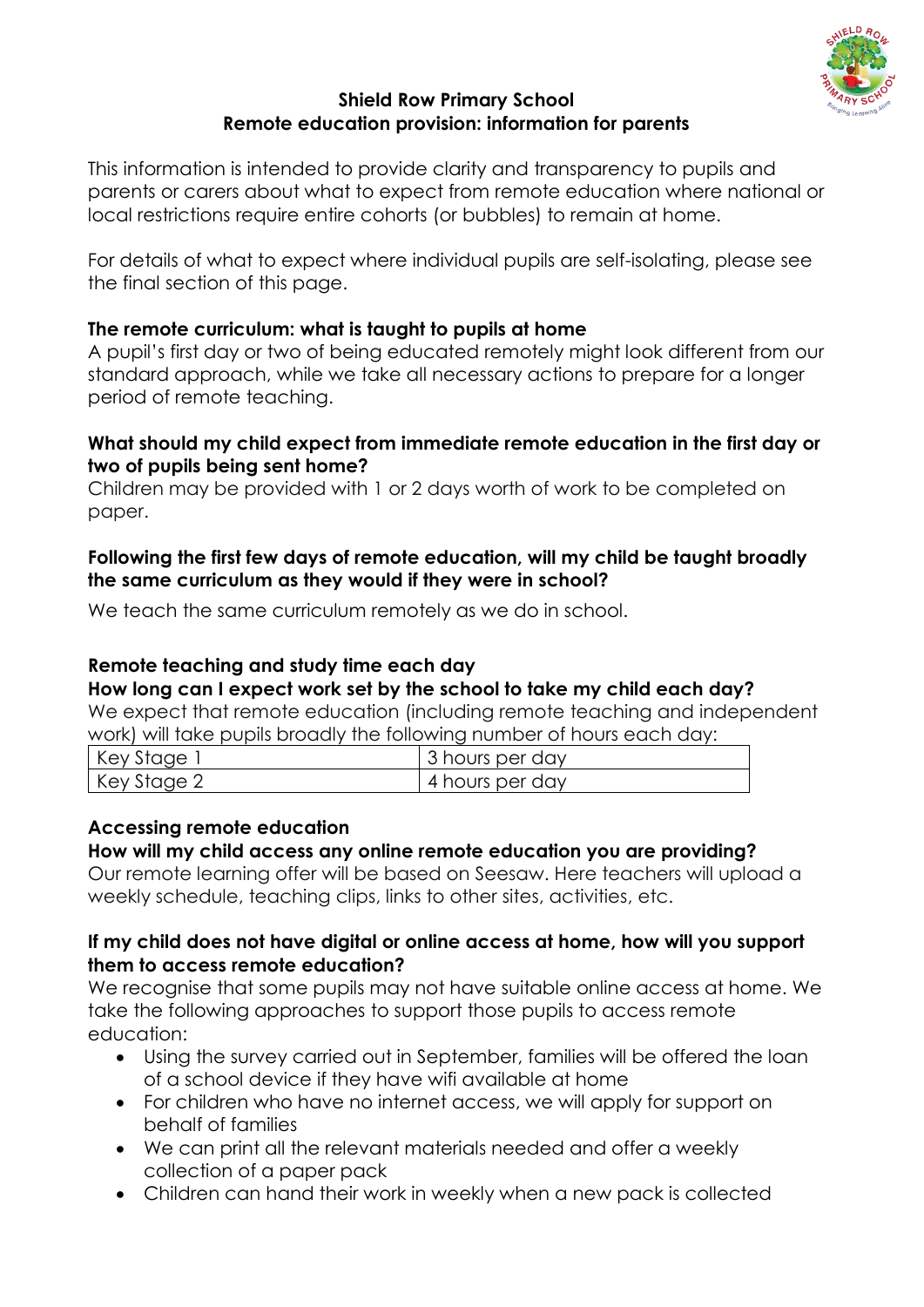# Shield Row Primary School
## Remote education provision: information for parents

This information is intended to provide clarity and transparency to pupils and parents or carers about what to expect from remote education where national or local restrictions require entire cohorts (or bubbles) to remain at home.

For details of what to expect where individual pupils are self-isolating, please see the final section of this page.

### The remote curriculum: what is taught to pupils at home

A pupil's first day or two of being educated remotely might look different from our standard approach, while we take all necessary actions to prepare for a longer period of remote teaching.

#### What should my child expect from immediate remote education in the first day or two of pupils being sent home?

Children may be provided with 1 or 2 days worth of work to be completed on paper.

#### Following the first few days of remote education, will my child be taught broadly the same curriculum as they would if they were in school?

We teach the same curriculum remotely as we do in school.

### Remote teaching and study time each day

#### How long can I expect work set by the school to take my child each day?

We expect that remote education (including remote teaching and independent work) will take pupils broadly the following number of hours each day:

| Key Stage 1 | 3 hours per day |
|---|---|
| Key Stage 2 | 4 hours per day |

### Accessing remote education

#### How will my child access any online remote education you are providing?

Our remote learning offer will be based on Seesaw. Here teachers will upload a weekly schedule, teaching clips, links to other sites, activities, etc.

#### If my child does not have digital or online access at home, how will you support them to access remote education?

We recognise that some pupils may not have suitable online access at home. We take the following approaches to support those pupils to access remote education:

- Using the survey carried out in September, families will be offered the loan of a school device if they have wifi available at home
- For children who have no internet access, we will apply for support on behalf of families
- We can print all the relevant materials needed and offer a weekly collection of a paper pack
- Children can hand their work in weekly when a new pack is collected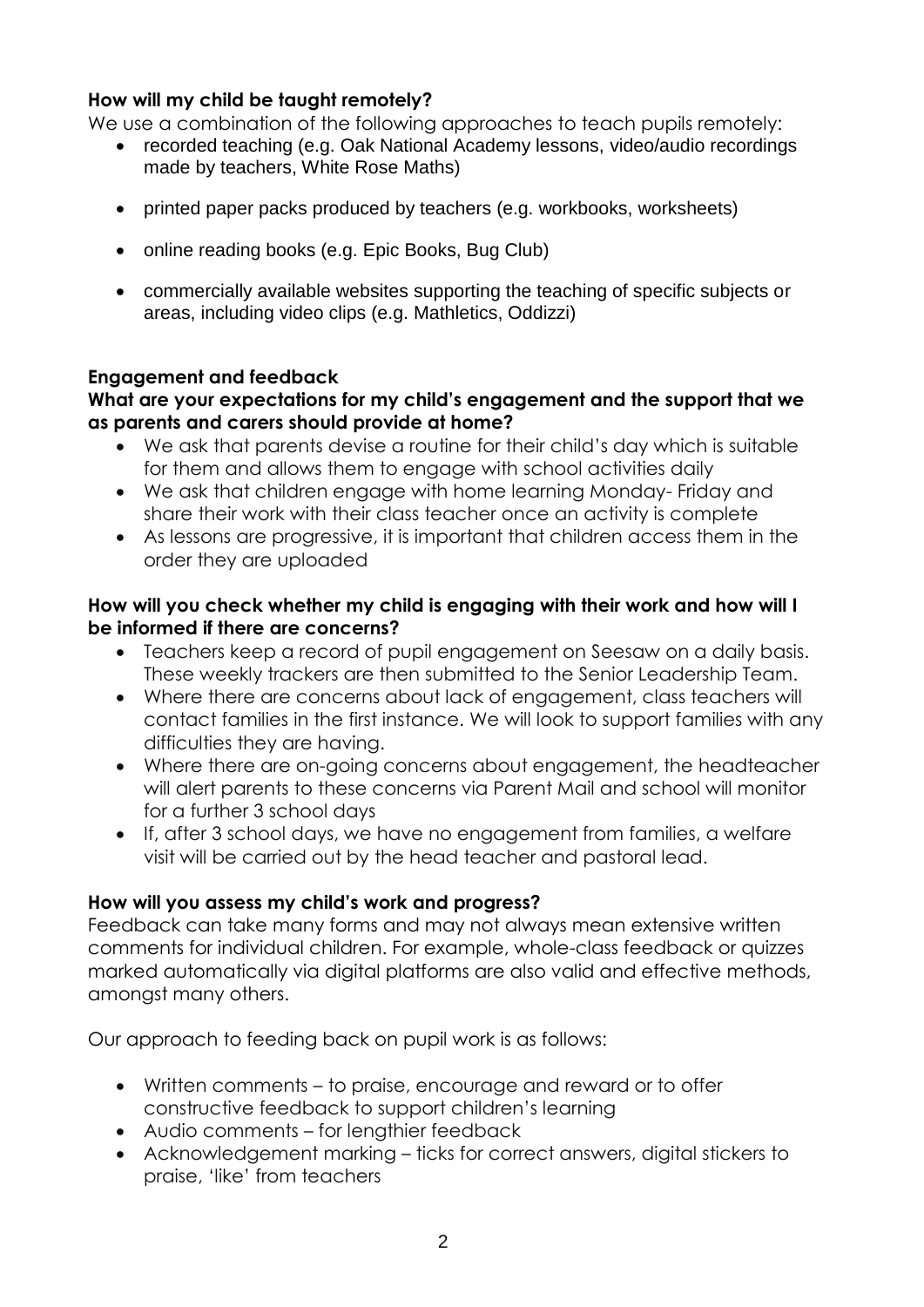**How will my child be taught remotely?**

We use a combination of the following approaches to teach pupils remotely:

- recorded teaching (e.g. Oak National Academy lessons, video/audio recordings made by teachers, White Rose Maths)
- printed paper packs produced by teachers (e.g. workbooks, worksheets)
- online reading books (e.g. Epic Books, Bug Club)
- commercially available websites supporting the teaching of specific subjects or areas, including video clips (e.g. Mathletics, Oddizzi)

**Engagement and feedback**

**What are your expectations for my child's engagement and the support that we as parents and carers should provide at home?**

- We ask that parents devise a routine for their child's day which is suitable for them and allows them to engage with school activities daily
- We ask that children engage with home learning Monday- Friday and share their work with their class teacher once an activity is complete
- As lessons are progressive, it is important that children access them in the order they are uploaded

**How will you check whether my child is engaging with their work and how will I be informed if there are concerns?**

- Teachers keep a record of pupil engagement on Seesaw on a daily basis. These weekly trackers are then submitted to the Senior Leadership Team.
- Where there are concerns about lack of engagement, class teachers will contact families in the first instance. We will look to support families with any difficulties they are having.
- Where there are on-going concerns about engagement, the headteacher will alert parents to these concerns via Parent Mail and school will monitor for a further 3 school days
- If, after 3 school days, we have no engagement from families, a welfare visit will be carried out by the head teacher and pastoral lead.

**How will you assess my child's work and progress?**

Feedback can take many forms and may not always mean extensive written comments for individual children. For example, whole-class feedback or quizzes marked automatically via digital platforms are also valid and effective methods, amongst many others.

Our approach to feeding back on pupil work is as follows:

- Written comments – to praise, encourage and reward or to offer constructive feedback to support children's learning
- Audio comments – for lengthier feedback
- Acknowledgement marking – ticks for correct answers, digital stickers to praise, 'like' from teachers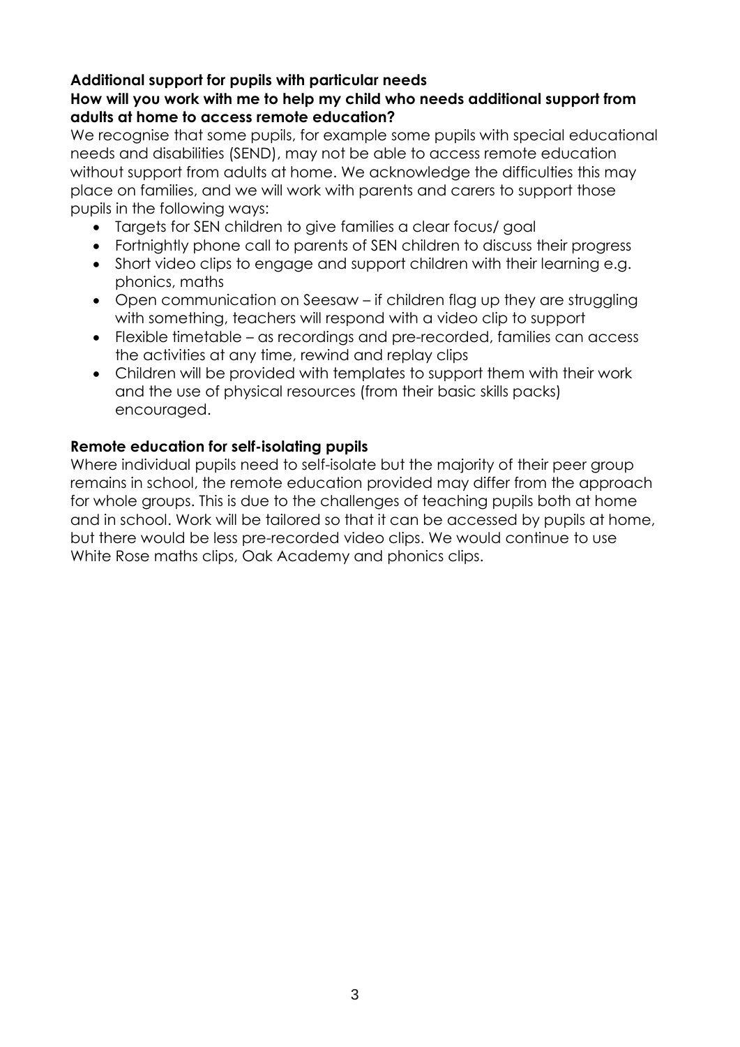**Additional support for pupils with particular needs**

**How will you work with me to help my child who needs additional support from adults at home to access remote education?**

We recognise that some pupils, for example some pupils with special educational needs and disabilities (SEND), may not be able to access remote education without support from adults at home. We acknowledge the difficulties this may place on families, and we will work with parents and carers to support those pupils in the following ways:

- Targets for SEN children to give families a clear focus/ goal
- Fortnightly phone call to parents of SEN children to discuss their progress
- Short video clips to engage and support children with their learning e.g. phonics, maths
- Open communication on Seesaw – if children flag up they are struggling with something, teachers will respond with a video clip to support
- Flexible timetable – as recordings and pre-recorded, families can access the activities at any time, rewind and replay clips
- Children will be provided with templates to support them with their work and the use of physical resources (from their basic skills packs) encouraged.

**Remote education for self-isolating pupils**

Where individual pupils need to self-isolate but the majority of their peer group remains in school, the remote education provided may differ from the approach for whole groups. This is due to the challenges of teaching pupils both at home and in school. Work will be tailored so that it can be accessed by pupils at home, but there would be less pre-recorded video clips. We would continue to use White Rose maths clips, Oak Academy and phonics clips.